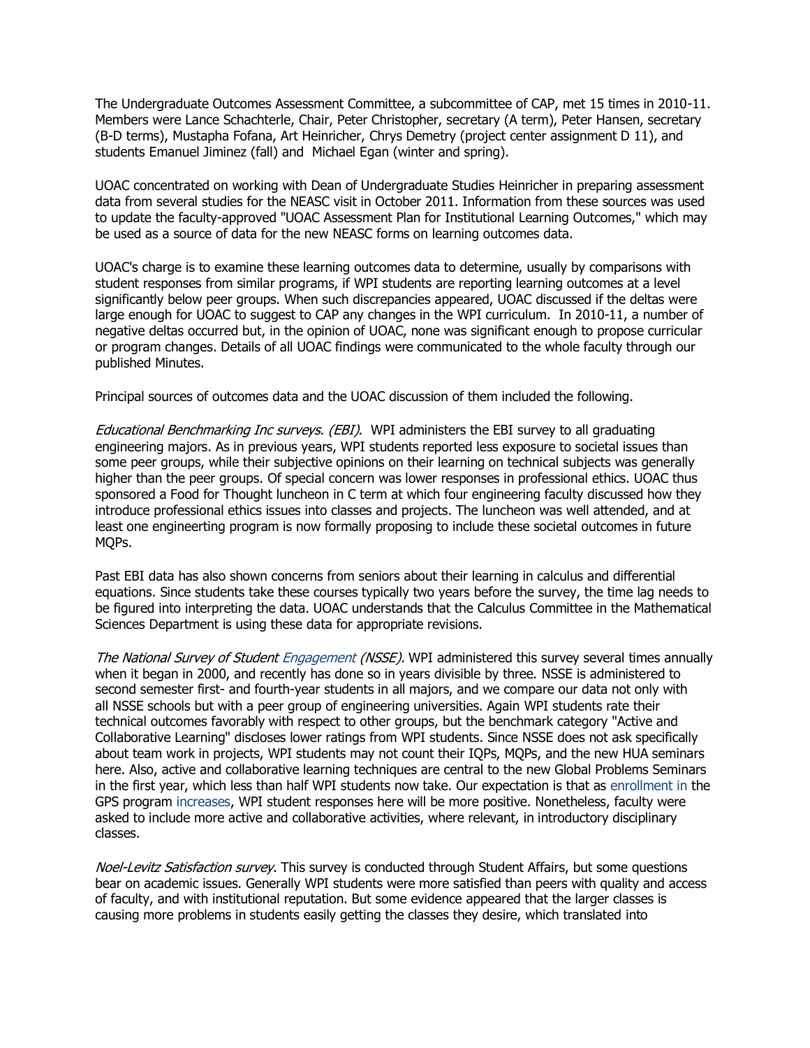The Undergraduate Outcomes Assessment Committee, a subcommittee of CAP, met 15 times in 2010-11. Members were Lance Schachterle, Chair, Peter Christopher, secretary (A term), Peter Hansen, secretary (B-D terms), Mustapha Fofana, Art Heinricher, Chrys Demetry (project center assignment D 11), and students Emanuel Jiminez (fall) and Michael Egan (winter and spring).

UOAC concentrated on working with Dean of Undergraduate Studies Heinricher in preparing assessment data from several studies for the NEASC visit in October 2011. Information from these sources was used to update the faculty-approved "UOAC Assessment Plan for Institutional Learning Outcomes," which may be used as a source of data for the new NEASC forms on learning outcomes data.

UOAC's charge is to examine these learning outcomes data to determine, usually by comparisons with student responses from similar programs, if WPI students are reporting learning outcomes at a level significantly below peer groups. When such discrepancies appeared, UOAC discussed if the deltas were large enough for UOAC to suggest to CAP any changes in the WPI curriculum. In 2010-11, a number of negative deltas occurred but, in the opinion of UOAC, none was significant enough to propose curricular or program changes. Details of all UOAC findings were communicated to the whole faculty through our published Minutes.

Principal sources of outcomes data and the UOAC discussion of them included the following.

*Educational Benchmarking Inc surveys. (EBI).* WPI administers the EBI survey to all graduating engineering majors. As in previous years, WPI students reported less exposure to societal issues than some peer groups, while their subjective opinions on their learning on technical subjects was generally higher than the peer groups. Of special concern was lower responses in professional ethics. UOAC thus sponsored a Food for Thought luncheon in C term at which four engineering faculty discussed how they introduce professional ethics issues into classes and projects. The luncheon was well attended, and at least one engineerting program is now formally proposing to include these societal outcomes in future MQPs.

Past EBI data has also shown concerns from seniors about their learning in calculus and differential equations. Since students take these courses typically two years before the survey, the time lag needs to be figured into interpreting the data. UOAC understands that the Calculus Committee in the Mathematical Sciences Department is using these data for appropriate revisions.

*The National Survey of Student Engagement (NSSE).* WPI administered this survey several times annually when it began in 2000, and recently has done so in years divisible by three. NSSE is administered to second semester first- and fourth-year students in all majors, and we compare our data not only with all NSSE schools but with a peer group of engineering universities. Again WPI students rate their technical outcomes favorably with respect to other groups, but the benchmark category "Active and Collaborative Learning" discloses lower ratings from WPI students. Since NSSE does not ask specifically about team work in projects, WPI students may not count their IQPs, MQPs, and the new HUA seminars here. Also, active and collaborative learning techniques are central to the new Global Problems Seminars in the first year, which less than half WPI students now take. Our expectation is that as enrollment in the GPS program increases, WPI student responses here will be more positive. Nonetheless, faculty were asked to include more active and collaborative activities, where relevant, in introductory disciplinary classes.

*Noel-Levitz Satisfaction survey*. This survey is conducted through Student Affairs, but some questions bear on academic issues. Generally WPI students were more satisfied than peers with quality and access of faculty, and with institutional reputation. But some evidence appeared that the larger classes is causing more problems in students easily getting the classes they desire, which translated into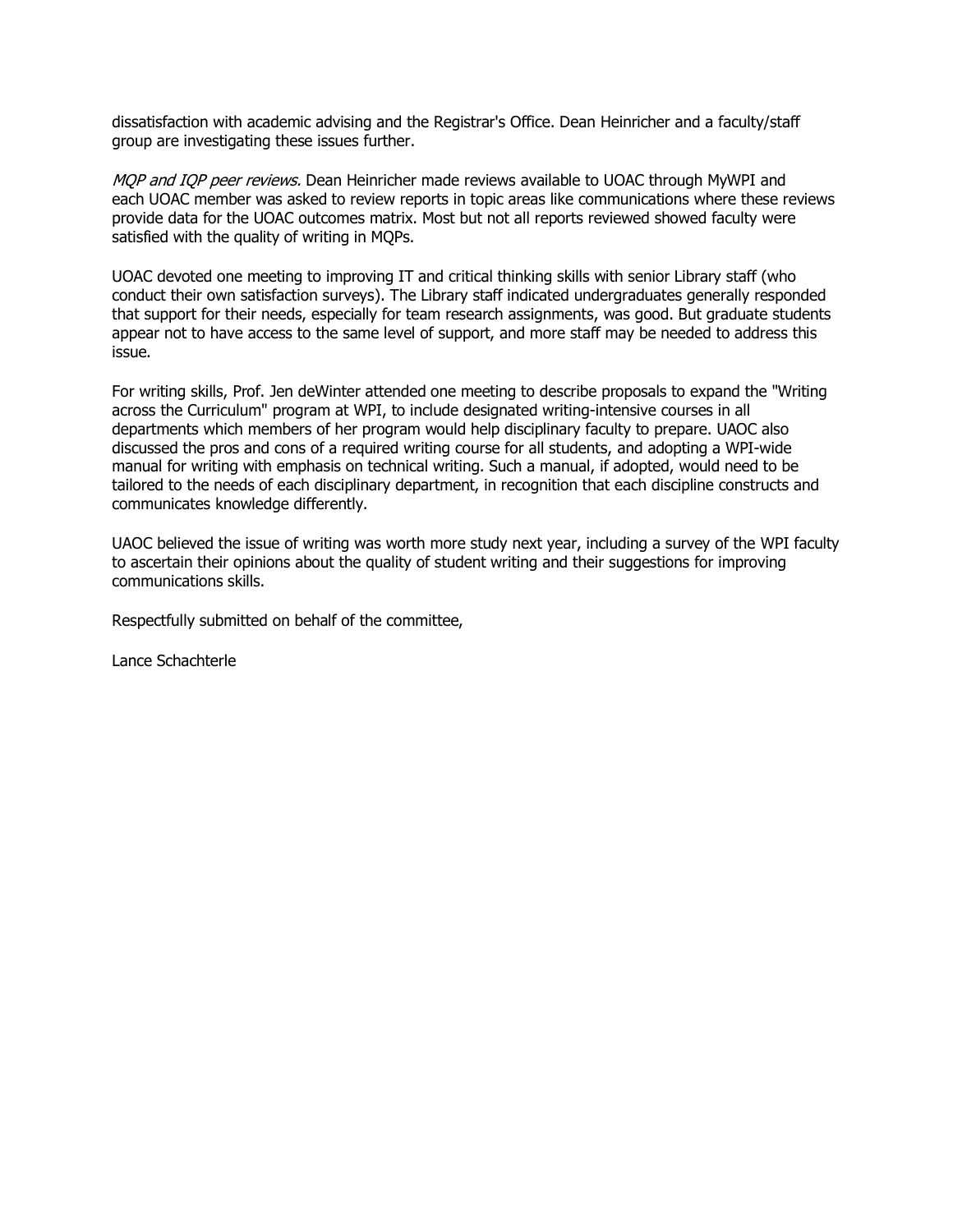dissatisfaction with academic advising and the Registrar's Office. Dean Heinricher and a faculty/staff group are investigating these issues further.

*MQP and IQP peer reviews.* Dean Heinricher made reviews available to UOAC through MyWPI and each UOAC member was asked to review reports in topic areas like communications where these reviews provide data for the UOAC outcomes matrix. Most but not all reports reviewed showed faculty were satisfied with the quality of writing in MQPs.

UOAC devoted one meeting to improving IT and critical thinking skills with senior Library staff (who conduct their own satisfaction surveys). The Library staff indicated undergraduates generally responded that support for their needs, especially for team research assignments, was good. But graduate students appear not to have access to the same level of support, and more staff may be needed to address this issue.

For writing skills, Prof. Jen deWinter attended one meeting to describe proposals to expand the "Writing across the Curriculum" program at WPI, to include designated writing-intensive courses in all departments which members of her program would help disciplinary faculty to prepare. UAOC also discussed the pros and cons of a required writing course for all students, and adopting a WPI-wide manual for writing with emphasis on technical writing. Such a manual, if adopted, would need to be tailored to the needs of each disciplinary department, in recognition that each discipline constructs and communicates knowledge differently.

UAOC believed the issue of writing was worth more study next year, including a survey of the WPI faculty to ascertain their opinions about the quality of student writing and their suggestions for improving communications skills.

Respectfully submitted on behalf of the committee,

Lance Schachterle